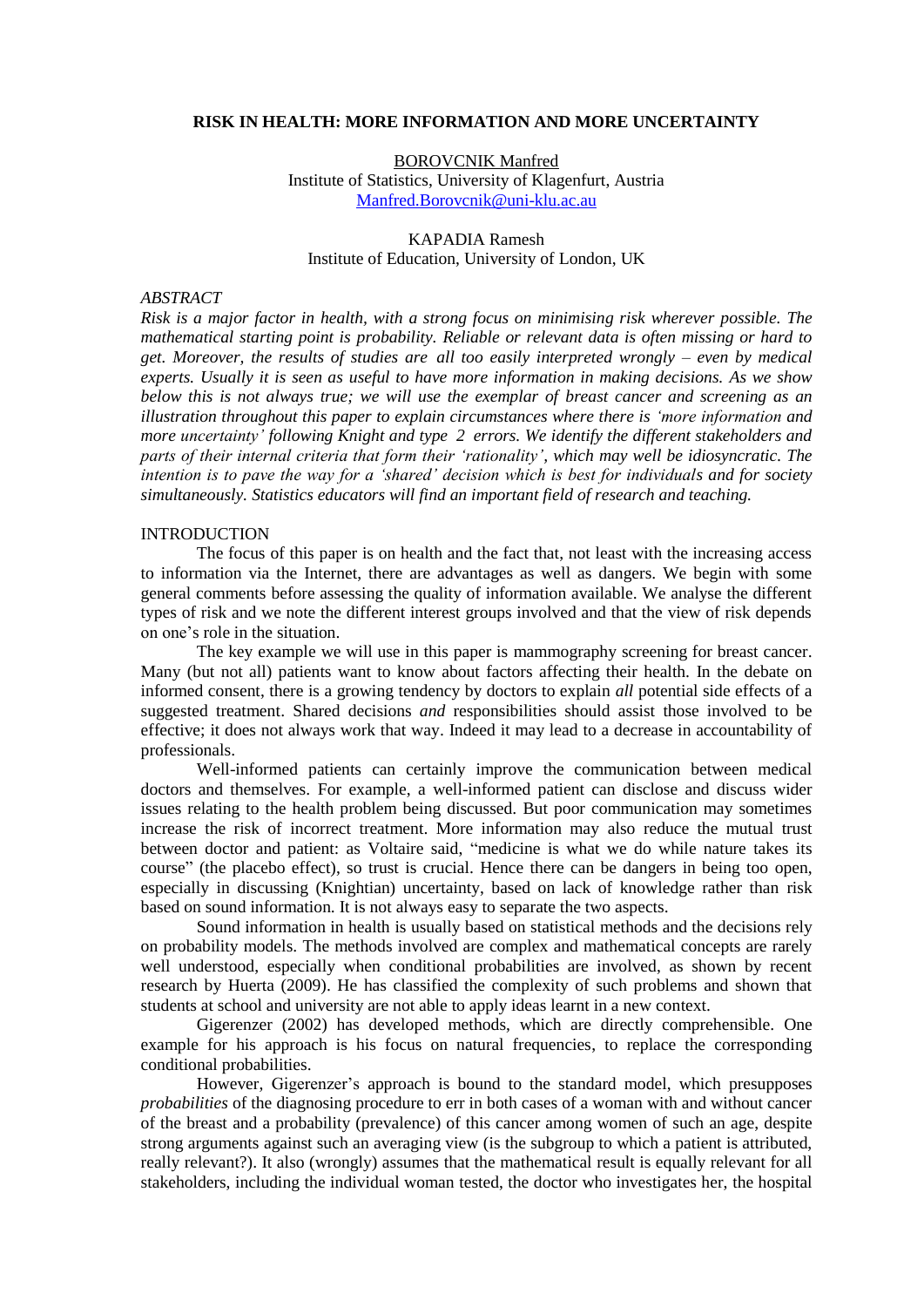# RISK IN HEALTH: MORE INFORMATION AND MORE UNCERTAINTY

BOROVCNIK Manfred
Institute of Statistics, University of Klagenfurt, Austria
Manfred.Borovcnik@uni-klu.ac.au

KAPADIA Ramesh
Institute of Education, University of London, UK

## ABSTRACT

*Risk is a major factor in health, with a strong focus on minimising risk wherever possible. The mathematical starting point is probability. Reliable or relevant data is often missing or hard to get. Moreover, the results of studies are all too easily interpreted wrongly – even by medical experts. Usually it is seen as useful to have more information in making decisions. As we show below this is not always true; we will use the exemplar of breast cancer and screening as an illustration throughout this paper to explain circumstances where there is 'more information and more uncertainty' following Knight and type 2 errors. We identify the different stakeholders and parts of their internal criteria that form their 'rationality', which may well be idiosyncratic. The intention is to pave the way for a 'shared' decision which is best for individuals and for society simultaneously. Statistics educators will find an important field of research and teaching.*

## INTRODUCTION

The focus of this paper is on health and the fact that, not least with the increasing access to information via the Internet, there are advantages as well as dangers. We begin with some general comments before assessing the quality of information available. We analyse the different types of risk and we note the different interest groups involved and that the view of risk depends on one's role in the situation.

The key example we will use in this paper is mammography screening for breast cancer. Many (but not all) patients want to know about factors affecting their health. In the debate on informed consent, there is a growing tendency by doctors to explain *all* potential side effects of a suggested treatment. Shared decisions *and* responsibilities should assist those involved to be effective; it does not always work that way. Indeed it may lead to a decrease in accountability of professionals.

Well-informed patients can certainly improve the communication between medical doctors and themselves. For example, a well-informed patient can disclose and discuss wider issues relating to the health problem being discussed. But poor communication may sometimes increase the risk of incorrect treatment. More information may also reduce the mutual trust between doctor and patient: as Voltaire said, "medicine is what we do while nature takes its course" (the placebo effect), so trust is crucial. Hence there can be dangers in being too open, especially in discussing (Knightian) uncertainty, based on lack of knowledge rather than risk based on sound information. It is not always easy to separate the two aspects.

Sound information in health is usually based on statistical methods and the decisions rely on probability models. The methods involved are complex and mathematical concepts are rarely well understood, especially when conditional probabilities are involved, as shown by recent research by Huerta (2009). He has classified the complexity of such problems and shown that students at school and university are not able to apply ideas learnt in a new context.

Gigerenzer (2002) has developed methods, which are directly comprehensible. One example for his approach is his focus on natural frequencies, to replace the corresponding conditional probabilities.

However, Gigerenzer's approach is bound to the standard model, which presupposes *probabilities* of the diagnosing procedure to err in both cases of a woman with and without cancer of the breast and a probability (prevalence) of this cancer among women of such an age, despite strong arguments against such an averaging view (is the subgroup to which a patient is attributed, really relevant?). It also (wrongly) assumes that the mathematical result is equally relevant for all stakeholders, including the individual woman tested, the doctor who investigates her, the hospital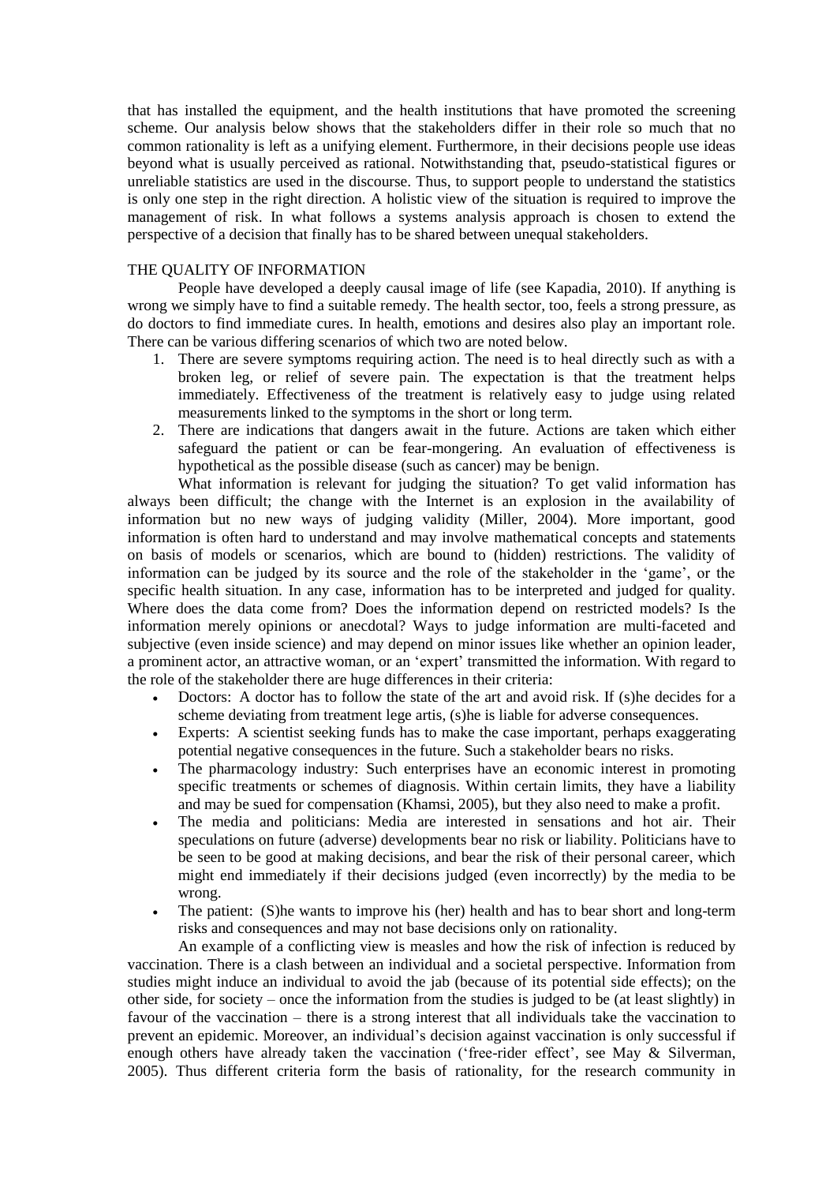that has installed the equipment, and the health institutions that have promoted the screening scheme. Our analysis below shows that the stakeholders differ in their role so much that no common rationality is left as a unifying element. Furthermore, in their decisions people use ideas beyond what is usually perceived as rational. Notwithstanding that, pseudo-statistical figures or unreliable statistics are used in the discourse. Thus, to support people to understand the statistics is only one step in the right direction. A holistic view of the situation is required to improve the management of risk. In what follows a systems analysis approach is chosen to extend the perspective of a decision that finally has to be shared between unequal stakeholders.

## THE QUALITY OF INFORMATION

People have developed a deeply causal image of life (see Kapadia, 2010). If anything is wrong we simply have to find a suitable remedy. The health sector, too, feels a strong pressure, as do doctors to find immediate cures. In health, emotions and desires also play an important role. There can be various differing scenarios of which two are noted below.

1. There are severe symptoms requiring action. The need is to heal directly such as with a broken leg, or relief of severe pain. The expectation is that the treatment helps immediately. Effectiveness of the treatment is relatively easy to judge using related measurements linked to the symptoms in the short or long term.
2. There are indications that dangers await in the future. Actions are taken which either safeguard the patient or can be fear-mongering. An evaluation of effectiveness is hypothetical as the possible disease (such as cancer) may be benign.

What information is relevant for judging the situation? To get valid information has always been difficult; the change with the Internet is an explosion in the availability of information but no new ways of judging validity (Miller, 2004). More important, good information is often hard to understand and may involve mathematical concepts and statements on basis of models or scenarios, which are bound to (hidden) restrictions. The validity of information can be judged by its source and the role of the stakeholder in the 'game', or the specific health situation. In any case, information has to be interpreted and judged for quality. Where does the data come from? Does the information depend on restricted models? Is the information merely opinions or anecdotal? Ways to judge information are multi-faceted and subjective (even inside science) and may depend on minor issues like whether an opinion leader, a prominent actor, an attractive woman, or an 'expert' transmitted the information. With regard to the role of the stakeholder there are huge differences in their criteria:

- Doctors: A doctor has to follow the state of the art and avoid risk. If (s)he decides for a scheme deviating from treatment lege artis, (s)he is liable for adverse consequences.
- Experts: A scientist seeking funds has to make the case important, perhaps exaggerating potential negative consequences in the future. Such a stakeholder bears no risks.
- The pharmacology industry: Such enterprises have an economic interest in promoting specific treatments or schemes of diagnosis. Within certain limits, they have a liability and may be sued for compensation (Khamsi, 2005), but they also need to make a profit.
- The media and politicians: Media are interested in sensations and hot air. Their speculations on future (adverse) developments bear no risk or liability. Politicians have to be seen to be good at making decisions, and bear the risk of their personal career, which might end immediately if their decisions judged (even incorrectly) by the media to be wrong.
- The patient: (S)he wants to improve his (her) health and has to bear short and long-term risks and consequences and may not base decisions only on rationality.

An example of a conflicting view is measles and how the risk of infection is reduced by vaccination. There is a clash between an individual and a societal perspective. Information from studies might induce an individual to avoid the jab (because of its potential side effects); on the other side, for society – once the information from the studies is judged to be (at least slightly) in favour of the vaccination – there is a strong interest that all individuals take the vaccination to prevent an epidemic. Moreover, an individual's decision against vaccination is only successful if enough others have already taken the vaccination ('free-rider effect', see May & Silverman, 2005). Thus different criteria form the basis of rationality, for the research community in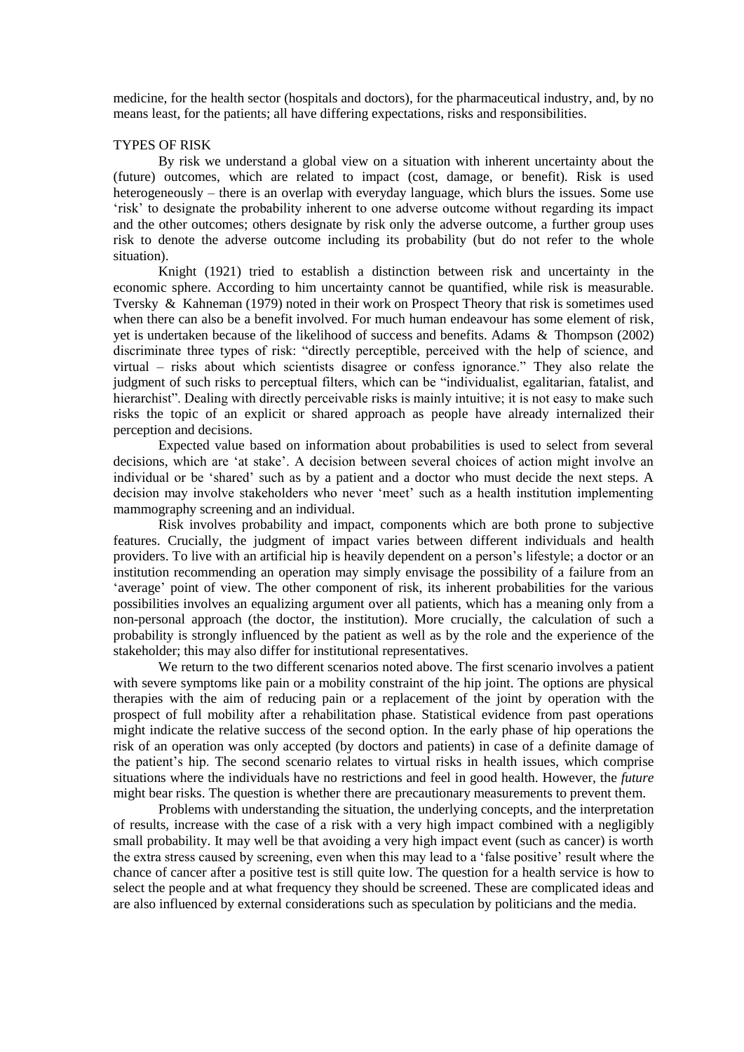medicine, for the health sector (hospitals and doctors), for the pharmaceutical industry, and, by no means least, for the patients; all have differing expectations, risks and responsibilities.

## TYPES OF RISK

By risk we understand a global view on a situation with inherent uncertainty about the (future) outcomes, which are related to impact (cost, damage, or benefit). Risk is used heterogeneously – there is an overlap with everyday language, which blurs the issues. Some use 'risk' to designate the probability inherent to one adverse outcome without regarding its impact and the other outcomes; others designate by risk only the adverse outcome, a further group uses risk to denote the adverse outcome including its probability (but do not refer to the whole situation).

Knight (1921) tried to establish a distinction between risk and uncertainty in the economic sphere. According to him uncertainty cannot be quantified, while risk is measurable. Tversky & Kahneman (1979) noted in their work on Prospect Theory that risk is sometimes used when there can also be a benefit involved. For much human endeavour has some element of risk, yet is undertaken because of the likelihood of success and benefits. Adams & Thompson (2002) discriminate three types of risk: "directly perceptible, perceived with the help of science, and virtual – risks about which scientists disagree or confess ignorance." They also relate the judgment of such risks to perceptual filters, which can be "individualist, egalitarian, fatalist, and hierarchist". Dealing with directly perceivable risks is mainly intuitive; it is not easy to make such risks the topic of an explicit or shared approach as people have already internalized their perception and decisions.

Expected value based on information about probabilities is used to select from several decisions, which are 'at stake'. A decision between several choices of action might involve an individual or be 'shared' such as by a patient and a doctor who must decide the next steps. A decision may involve stakeholders who never 'meet' such as a health institution implementing mammography screening and an individual.

Risk involves probability and impact, components which are both prone to subjective features. Crucially, the judgment of impact varies between different individuals and health providers. To live with an artificial hip is heavily dependent on a person's lifestyle; a doctor or an institution recommending an operation may simply envisage the possibility of a failure from an 'average' point of view. The other component of risk, its inherent probabilities for the various possibilities involves an equalizing argument over all patients, which has a meaning only from a non-personal approach (the doctor, the institution). More crucially, the calculation of such a probability is strongly influenced by the patient as well as by the role and the experience of the stakeholder; this may also differ for institutional representatives.

We return to the two different scenarios noted above. The first scenario involves a patient with severe symptoms like pain or a mobility constraint of the hip joint. The options are physical therapies with the aim of reducing pain or a replacement of the joint by operation with the prospect of full mobility after a rehabilitation phase. Statistical evidence from past operations might indicate the relative success of the second option. In the early phase of hip operations the risk of an operation was only accepted (by doctors and patients) in case of a definite damage of the patient's hip. The second scenario relates to virtual risks in health issues, which comprise situations where the individuals have no restrictions and feel in good health. However, the *future* might bear risks. The question is whether there are precautionary measurements to prevent them.

Problems with understanding the situation, the underlying concepts, and the interpretation of results, increase with the case of a risk with a very high impact combined with a negligibly small probability. It may well be that avoiding a very high impact event (such as cancer) is worth the extra stress caused by screening, even when this may lead to a 'false positive' result where the chance of cancer after a positive test is still quite low. The question for a health service is how to select the people and at what frequency they should be screened. These are complicated ideas and are also influenced by external considerations such as speculation by politicians and the media.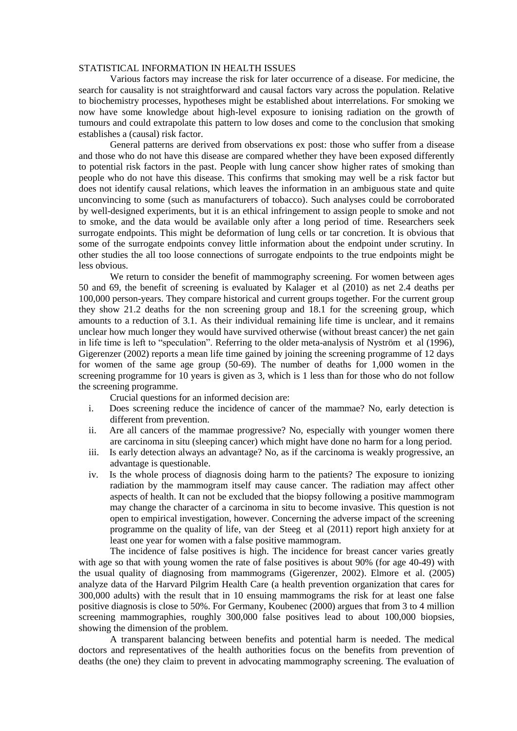STATISTICAL INFORMATION IN HEALTH ISSUES

Various factors may increase the risk for later occurrence of a disease. For medicine, the search for causality is not straightforward and causal factors vary across the population. Relative to biochemistry processes, hypotheses might be established about interrelations. For smoking we now have some knowledge about high-level exposure to ionising radiation on the growth of tumours and could extrapolate this pattern to low doses and come to the conclusion that smoking establishes a (causal) risk factor.

General patterns are derived from observations ex post: those who suffer from a disease and those who do not have this disease are compared whether they have been exposed differently to potential risk factors in the past. People with lung cancer show higher rates of smoking than people who do not have this disease. This confirms that smoking may well be a risk factor but does not identify causal relations, which leaves the information in an ambiguous state and quite unconvincing to some (such as manufacturers of tobacco). Such analyses could be corroborated by well-designed experiments, but it is an ethical infringement to assign people to smoke and not to smoke, and the data would be available only after a long period of time. Researchers seek surrogate endpoints. This might be deformation of lung cells or tar concretion. It is obvious that some of the surrogate endpoints convey little information about the endpoint under scrutiny. In other studies the all too loose connections of surrogate endpoints to the true endpoints might be less obvious.

We return to consider the benefit of mammography screening. For women between ages 50 and 69, the benefit of screening is evaluated by Kalager et al (2010) as net 2.4 deaths per 100,000 person-years. They compare historical and current groups together. For the current group they show 21.2 deaths for the non screening group and 18.1 for the screening group, which amounts to a reduction of 3.1. As their individual remaining life time is unclear, and it remains unclear how much longer they would have survived otherwise (without breast cancer) the net gain in life time is left to "speculation". Referring to the older meta-analysis of Nyström et al (1996), Gigerenzer (2002) reports a mean life time gained by joining the screening programme of 12 days for women of the same age group (50-69). The number of deaths for 1,000 women in the screening programme for 10 years is given as 3, which is 1 less than for those who do not follow the screening programme.

Crucial questions for an informed decision are:

i. Does screening reduce the incidence of cancer of the mammae? No, early detection is different from prevention.
ii. Are all cancers of the mammae progressive? No, especially with younger women there are carcinoma in situ (sleeping cancer) which might have done no harm for a long period.
iii. Is early detection always an advantage? No, as if the carcinoma is weakly progressive, an advantage is questionable.
iv. Is the whole process of diagnosis doing harm to the patients? The exposure to ionizing radiation by the mammogram itself may cause cancer. The radiation may affect other aspects of health. It can not be excluded that the biopsy following a positive mammogram may change the character of a carcinoma in situ to become invasive. This question is not open to empirical investigation, however. Concerning the adverse impact of the screening programme on the quality of life, van der Steeg et al (2011) report high anxiety for at least one year for women with a false positive mammogram.

The incidence of false positives is high. The incidence for breast cancer varies greatly with age so that with young women the rate of false positives is about 90% (for age 40-49) with the usual quality of diagnosing from mammograms (Gigerenzer, 2002). Elmore et al. (2005) analyze data of the Harvard Pilgrim Health Care (a health prevention organization that cares for 300,000 adults) with the result that in 10 ensuing mammograms the risk for at least one false positive diagnosis is close to 50%. For Germany, Koubenec (2000) argues that from 3 to 4 million screening mammographies, roughly 300,000 false positives lead to about 100,000 biopsies, showing the dimension of the problem.

A transparent balancing between benefits and potential harm is needed. The medical doctors and representatives of the health authorities focus on the benefits from prevention of deaths (the one) they claim to prevent in advocating mammography screening. The evaluation of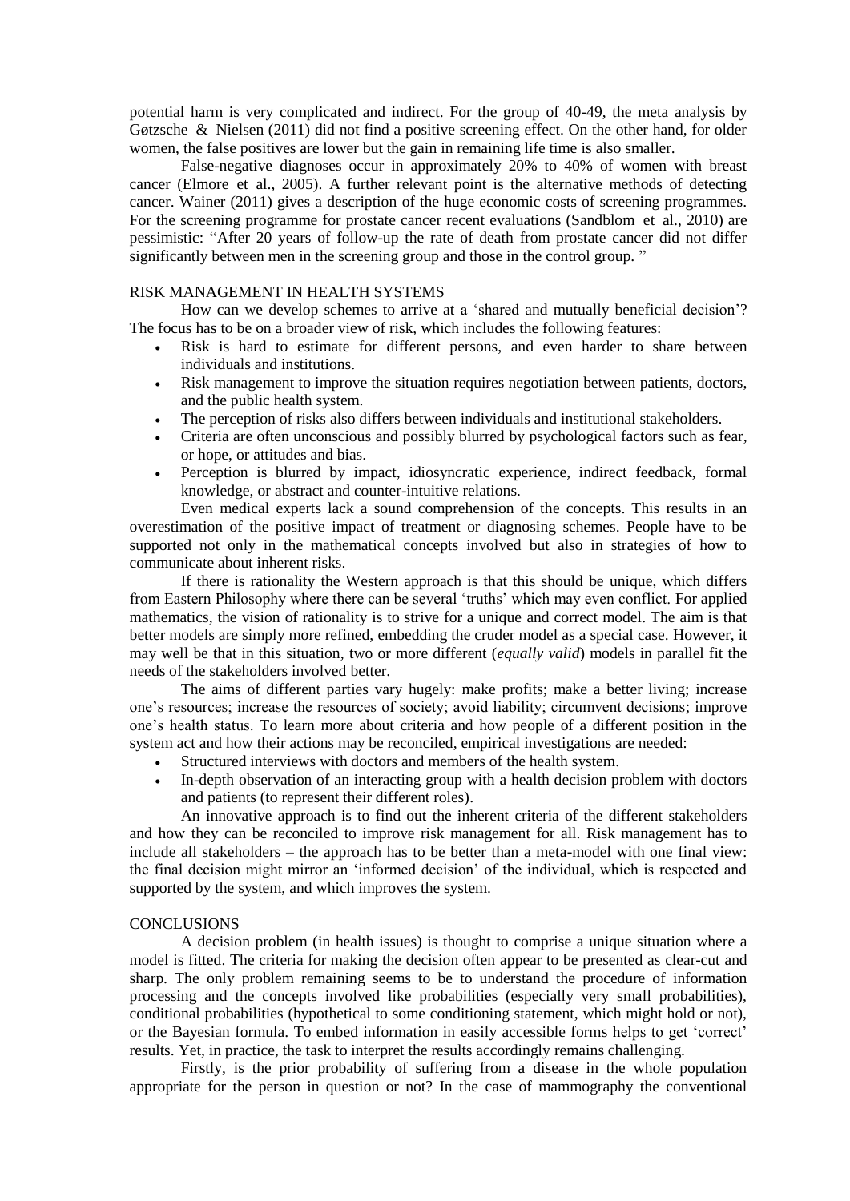potential harm is very complicated and indirect. For the group of 40-49, the meta analysis by Gøtzsche & Nielsen (2011) did not find a positive screening effect. On the other hand, for older women, the false positives are lower but the gain in remaining life time is also smaller.

False-negative diagnoses occur in approximately 20% to 40% of women with breast cancer (Elmore et al., 2005). A further relevant point is the alternative methods of detecting cancer. Wainer (2011) gives a description of the huge economic costs of screening programmes. For the screening programme for prostate cancer recent evaluations (Sandblom et al., 2010) are pessimistic: "After 20 years of follow-up the rate of death from prostate cancer did not differ significantly between men in the screening group and those in the control group. "

## RISK MANAGEMENT IN HEALTH SYSTEMS

How can we develop schemes to arrive at a 'shared and mutually beneficial decision'? The focus has to be on a broader view of risk, which includes the following features:

- Risk is hard to estimate for different persons, and even harder to share between individuals and institutions.
- Risk management to improve the situation requires negotiation between patients, doctors, and the public health system.
- The perception of risks also differs between individuals and institutional stakeholders.
- Criteria are often unconscious and possibly blurred by psychological factors such as fear, or hope, or attitudes and bias.
- Perception is blurred by impact, idiosyncratic experience, indirect feedback, formal knowledge, or abstract and counter-intuitive relations.

Even medical experts lack a sound comprehension of the concepts. This results in an overestimation of the positive impact of treatment or diagnosing schemes. People have to be supported not only in the mathematical concepts involved but also in strategies of how to communicate about inherent risks.

If there is rationality the Western approach is that this should be unique, which differs from Eastern Philosophy where there can be several 'truths' which may even conflict. For applied mathematics, the vision of rationality is to strive for a unique and correct model. The aim is that better models are simply more refined, embedding the cruder model as a special case. However, it may well be that in this situation, two or more different (*equally valid*) models in parallel fit the needs of the stakeholders involved better.

The aims of different parties vary hugely: make profits; make a better living; increase one's resources; increase the resources of society; avoid liability; circumvent decisions; improve one's health status. To learn more about criteria and how people of a different position in the system act and how their actions may be reconciled, empirical investigations are needed:

- Structured interviews with doctors and members of the health system.
- In-depth observation of an interacting group with a health decision problem with doctors and patients (to represent their different roles).

An innovative approach is to find out the inherent criteria of the different stakeholders and how they can be reconciled to improve risk management for all. Risk management has to include all stakeholders – the approach has to be better than a meta-model with one final view: the final decision might mirror an 'informed decision' of the individual, which is respected and supported by the system, and which improves the system.

## CONCLUSIONS

A decision problem (in health issues) is thought to comprise a unique situation where a model is fitted. The criteria for making the decision often appear to be presented as clear-cut and sharp. The only problem remaining seems to be to understand the procedure of information processing and the concepts involved like probabilities (especially very small probabilities), conditional probabilities (hypothetical to some conditioning statement, which might hold or not), or the Bayesian formula. To embed information in easily accessible forms helps to get 'correct' results. Yet, in practice, the task to interpret the results accordingly remains challenging.

Firstly, is the prior probability of suffering from a disease in the whole population appropriate for the person in question or not? In the case of mammography the conventional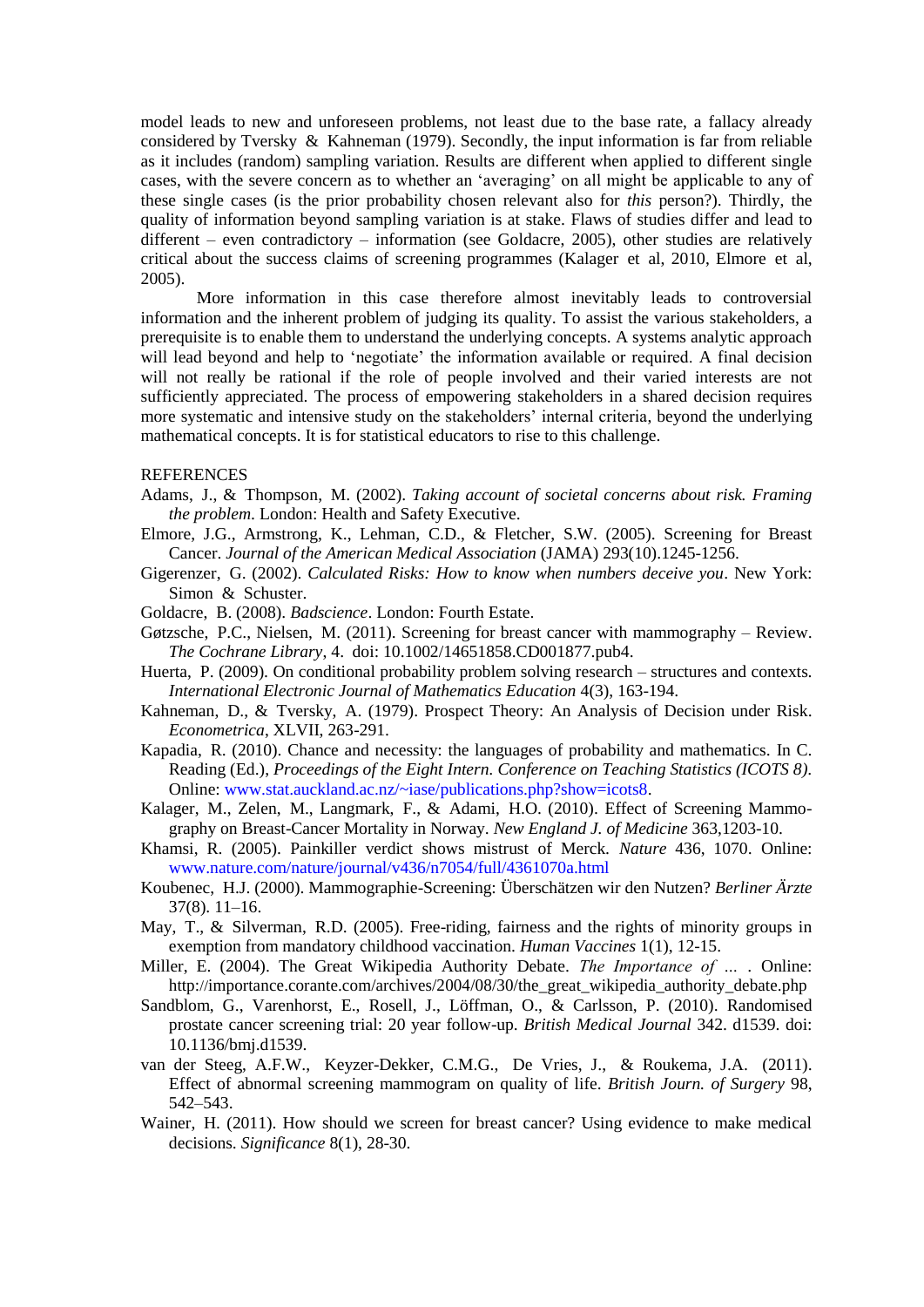model leads to new and unforeseen problems, not least due to the base rate, a fallacy already considered by Tversky & Kahneman (1979). Secondly, the input information is far from reliable as it includes (random) sampling variation. Results are different when applied to different single cases, with the severe concern as to whether an 'averaging' on all might be applicable to any of these single cases (is the prior probability chosen relevant also for *this* person?). Thirdly, the quality of information beyond sampling variation is at stake. Flaws of studies differ and lead to different – even contradictory – information (see Goldacre, 2005), other studies are relatively critical about the success claims of screening programmes (Kalager et al, 2010, Elmore et al, 2005).

More information in this case therefore almost inevitably leads to controversial information and the inherent problem of judging its quality. To assist the various stakeholders, a prerequisite is to enable them to understand the underlying concepts. A systems analytic approach will lead beyond and help to 'negotiate' the information available or required. A final decision will not really be rational if the role of people involved and their varied interests are not sufficiently appreciated. The process of empowering stakeholders in a shared decision requires more systematic and intensive study on the stakeholders' internal criteria, beyond the underlying mathematical concepts. It is for statistical educators to rise to this challenge.

## REFERENCES

Adams, J., & Thompson, M. (2002). *Taking account of societal concerns about risk. Framing the problem*. London: Health and Safety Executive.

Elmore, J.G., Armstrong, K., Lehman, C.D., & Fletcher, S.W. (2005). Screening for Breast Cancer. *Journal of the American Medical Association* (JAMA) 293(10).1245-1256.

Gigerenzer, G. (2002). *Calculated Risks: How to know when numbers deceive you*. New York: Simon & Schuster.

Goldacre, B. (2008). *Badscience*. London: Fourth Estate.

Gøtzsche, P.C., Nielsen, M. (2011). Screening for breast cancer with mammography – Review. *The Cochrane Library*, 4. doi: 10.1002/14651858.CD001877.pub4.

Huerta, P. (2009). On conditional probability problem solving research – structures and contexts. *International Electronic Journal of Mathematics Education* 4(3), 163-194.

Kahneman, D., & Tversky, A. (1979). Prospect Theory: An Analysis of Decision under Risk. *Econometrica*, XLVII, 263-291.

Kapadia, R. (2010). Chance and necessity: the languages of probability and mathematics. In C. Reading (Ed.), *Proceedings of the Eight Intern. Conference on Teaching Statistics (ICOTS 8)*. Online: www.stat.auckland.ac.nz/~iase/publications.php?show=icots8.

Kalager, M., Zelen, M., Langmark, F., & Adami, H.O. (2010). Effect of Screening Mammography on Breast-Cancer Mortality in Norway. *New England J. of Medicine* 363,1203-10.

Khamsi, R. (2005). Painkiller verdict shows mistrust of Merck. *Nature* 436, 1070. Online: www.nature.com/nature/journal/v436/n7054/full/4361070a.html

Koubenec, H.J. (2000). Mammographie-Screening: Überschätzen wir den Nutzen? *Berliner Ärzte* 37(8). 11–16.

May, T., & Silverman, R.D. (2005). Free-riding, fairness and the rights of minority groups in exemption from mandatory childhood vaccination. *Human Vaccines* 1(1), 12-15.

Miller, E. (2004). The Great Wikipedia Authority Debate. *The Importance of ...* . Online: http://importance.corante.com/archives/2004/08/30/the_great_wikipedia_authority_debate.php

Sandblom, G., Varenhorst, E., Rosell, J., Löffman, O., & Carlsson, P. (2010). Randomised prostate cancer screening trial: 20 year follow-up. *British Medical Journal* 342. d1539. doi: 10.1136/bmj.d1539.

van der Steeg, A.F.W., Keyzer-Dekker, C.M.G., De Vries, J., & Roukema, J.A. (2011). Effect of abnormal screening mammogram on quality of life. *British Journ. of Surgery* 98, 542–543.

Wainer, H. (2011). How should we screen for breast cancer? Using evidence to make medical decisions. *Significance* 8(1), 28-30.